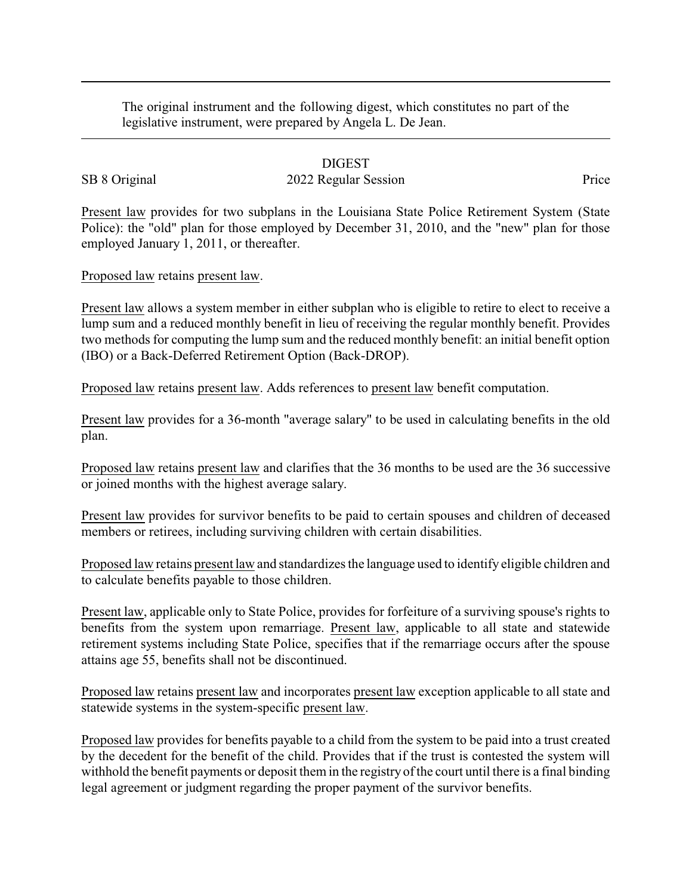The original instrument and the following digest, which constitutes no part of the legislative instrument, were prepared by Angela L. De Jean.

DIGEST

SB 8 Original 2022 Regular Session Price

Present law provides for two subplans in the Louisiana State Police Retirement System (State Police): the "old" plan for those employed by December 31, 2010, and the "new" plan for those employed January 1, 2011, or thereafter.

Proposed law retains present law.

Present law allows a system member in either subplan who is eligible to retire to elect to receive a lump sum and a reduced monthly benefit in lieu of receiving the regular monthly benefit. Provides two methods for computing the lump sum and the reduced monthly benefit: an initial benefit option (IBO) or a Back-Deferred Retirement Option (Back-DROP).

Proposed law retains present law. Adds references to present law benefit computation.

Present law provides for a 36-month "average salary" to be used in calculating benefits in the old plan.

Proposed law retains present law and clarifies that the 36 months to be used are the 36 successive or joined months with the highest average salary.

Present law provides for survivor benefits to be paid to certain spouses and children of deceased members or retirees, including surviving children with certain disabilities.

Proposed law retains present law and standardizes the language used to identify eligible children and to calculate benefits payable to those children.

Present law, applicable only to State Police, provides for forfeiture of a surviving spouse's rights to benefits from the system upon remarriage. Present law, applicable to all state and statewide retirement systems including State Police, specifies that if the remarriage occurs after the spouse attains age 55, benefits shall not be discontinued.

Proposed law retains present law and incorporates present law exception applicable to all state and statewide systems in the system-specific present law.

Proposed law provides for benefits payable to a child from the system to be paid into a trust created by the decedent for the benefit of the child. Provides that if the trust is contested the system will withhold the benefit payments or deposit them in the registry of the court until there is a final binding legal agreement or judgment regarding the proper payment of the survivor benefits.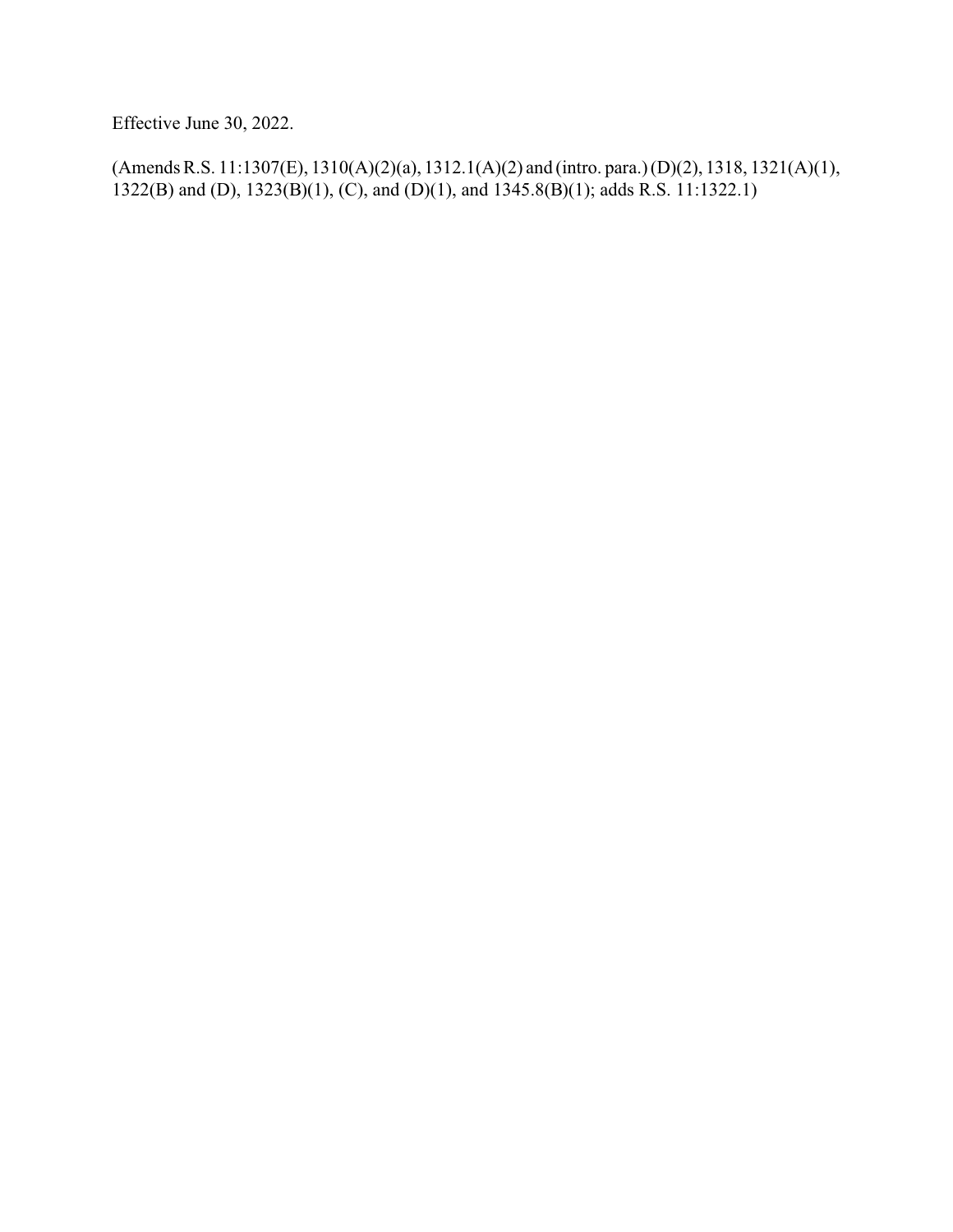Effective June 30, 2022.

(Amends R.S. 11:1307(E), 1310(A)(2)(a), 1312.1(A)(2) and (intro. para.) (D)(2), 1318, 1321(A)(1), 1322(B) and (D), 1323(B)(1), (C), and (D)(1), and 1345.8(B)(1); adds R.S. 11:1322.1)